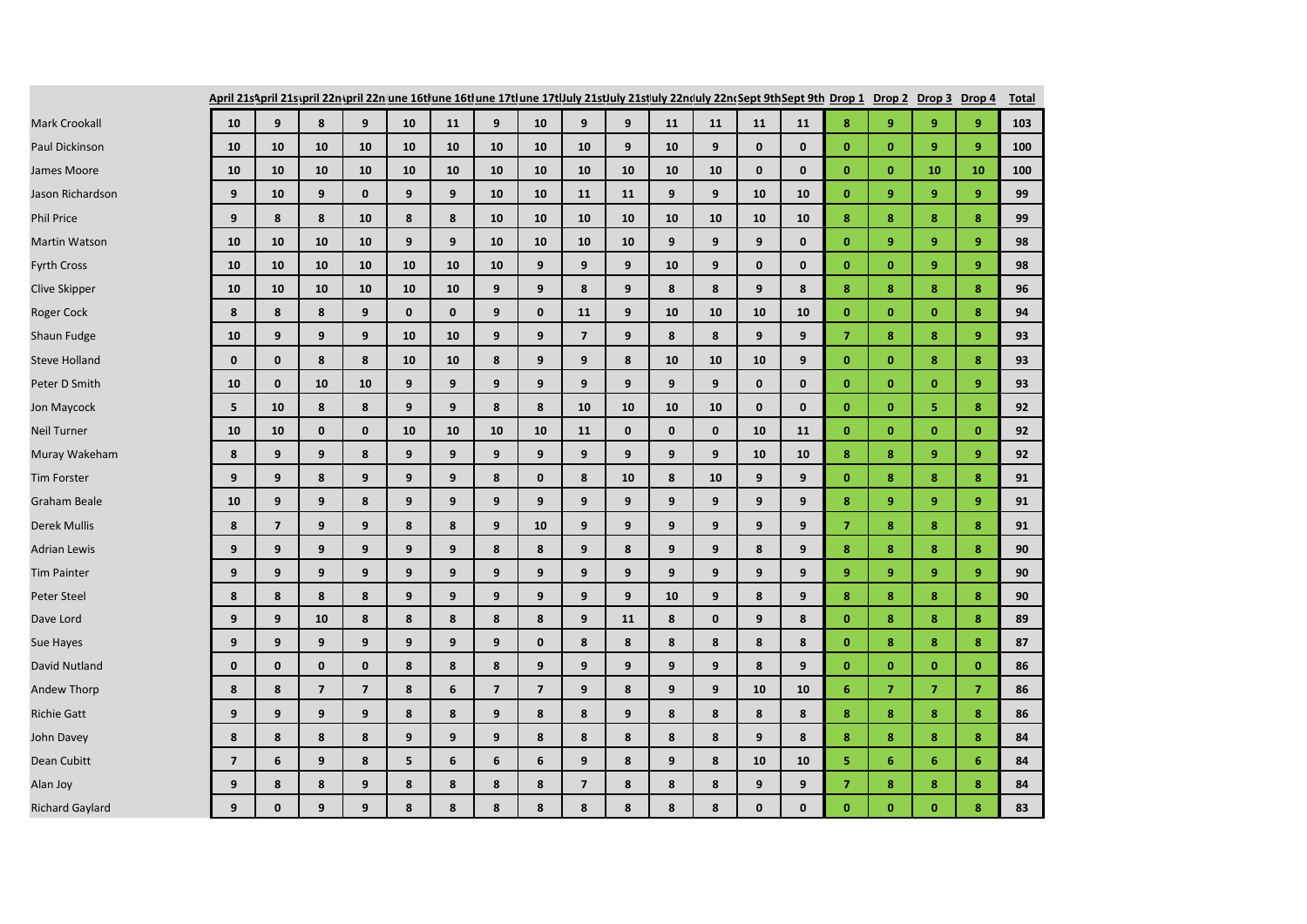| | April 21s | April 21s | April 22n | April 22n | June 16th | June 16th | June 17th | June 17th | July 21st | July 21st | July 22nd | July 22nd | Sept 9th | Sept 9th | Drop 1 | Drop 2 | Drop 3 | Drop 4 | Total |
|---|---|---|---|---|---|---|---|---|---|---|---|---|---|---|---|---|---|---|---|
| Mark Crookall | 10 | 9 | 8 | 9 | 10 | 11 | 9 | 10 | 9 | 9 | 11 | 11 | 11 | 11 | 8 | 9 | 9 | 9 | 103 |
| Paul Dickinson | 10 | 10 | 10 | 10 | 10 | 10 | 10 | 10 | 10 | 9 | 10 | 9 | 0 | 0 | 0 | 0 | 9 | 9 | 100 |
| James Moore | 10 | 10 | 10 | 10 | 10 | 10 | 10 | 10 | 10 | 10 | 10 | 10 | 0 | 0 | 0 | 0 | 10 | 10 | 100 |
| Jason Richardson | 9 | 10 | 9 | 0 | 9 | 9 | 10 | 10 | 11 | 11 | 9 | 9 | 10 | 10 | 0 | 9 | 9 | 9 | 99 |
| Phil Price | 9 | 8 | 8 | 10 | 8 | 8 | 10 | 10 | 10 | 10 | 10 | 10 | 10 | 10 | 8 | 8 | 8 | 8 | 99 |
| Martin Watson | 10 | 10 | 10 | 10 | 9 | 9 | 10 | 10 | 10 | 10 | 9 | 9 | 9 | 0 | 0 | 9 | 9 | 9 | 98 |
| Fyrth Cross | 10 | 10 | 10 | 10 | 10 | 10 | 10 | 9 | 9 | 9 | 10 | 9 | 0 | 0 | 0 | 0 | 9 | 9 | 98 |
| Clive Skipper | 10 | 10 | 10 | 10 | 10 | 10 | 9 | 9 | 8 | 9 | 8 | 8 | 9 | 8 | 8 | 8 | 8 | 8 | 96 |
| Roger Cock | 8 | 8 | 8 | 9 | 0 | 0 | 9 | 0 | 11 | 9 | 10 | 10 | 10 | 10 | 0 | 0 | 0 | 8 | 94 |
| Shaun Fudge | 10 | 9 | 9 | 9 | 10 | 10 | 9 | 9 | 7 | 9 | 8 | 8 | 9 | 9 | 7 | 8 | 8 | 9 | 93 |
| Steve Holland | 0 | 0 | 8 | 8 | 10 | 10 | 8 | 9 | 9 | 8 | 10 | 10 | 10 | 9 | 0 | 0 | 8 | 8 | 93 |
| Peter D Smith | 10 | 0 | 10 | 10 | 9 | 9 | 9 | 9 | 9 | 9 | 9 | 9 | 0 | 0 | 0 | 0 | 0 | 9 | 93 |
| Jon Maycock | 5 | 10 | 8 | 8 | 9 | 9 | 8 | 8 | 10 | 10 | 10 | 10 | 0 | 0 | 0 | 0 | 5 | 8 | 92 |
| Neil Turner | 10 | 10 | 0 | 0 | 10 | 10 | 10 | 10 | 11 | 0 | 0 | 0 | 10 | 11 | 0 | 0 | 0 | 0 | 92 |
| Muray Wakeham | 8 | 9 | 9 | 8 | 9 | 9 | 9 | 9 | 9 | 9 | 9 | 9 | 10 | 10 | 8 | 8 | 9 | 9 | 92 |
| Tim Forster | 9 | 9 | 8 | 9 | 9 | 9 | 8 | 0 | 8 | 10 | 8 | 10 | 9 | 9 | 0 | 8 | 8 | 8 | 91 |
| Graham Beale | 10 | 9 | 9 | 8 | 9 | 9 | 9 | 9 | 9 | 9 | 9 | 9 | 9 | 9 | 8 | 9 | 9 | 9 | 91 |
| Derek Mullis | 8 | 7 | 9 | 9 | 8 | 8 | 9 | 10 | 9 | 9 | 9 | 9 | 9 | 9 | 7 | 8 | 8 | 8 | 91 |
| Adrian Lewis | 9 | 9 | 9 | 9 | 9 | 9 | 8 | 8 | 9 | 8 | 9 | 9 | 8 | 9 | 8 | 8 | 8 | 8 | 90 |
| Tim Painter | 9 | 9 | 9 | 9 | 9 | 9 | 9 | 9 | 9 | 9 | 9 | 9 | 9 | 9 | 9 | 9 | 9 | 9 | 90 |
| Peter Steel | 8 | 8 | 8 | 8 | 9 | 9 | 9 | 9 | 9 | 9 | 10 | 9 | 8 | 9 | 8 | 8 | 8 | 8 | 90 |
| Dave Lord | 9 | 9 | 10 | 8 | 8 | 8 | 8 | 8 | 9 | 11 | 8 | 0 | 9 | 8 | 0 | 8 | 8 | 8 | 89 |
| Sue Hayes | 9 | 9 | 9 | 9 | 9 | 9 | 9 | 0 | 8 | 8 | 8 | 8 | 8 | 8 | 0 | 8 | 8 | 8 | 87 |
| David Nutland | 0 | 0 | 0 | 0 | 8 | 8 | 8 | 9 | 9 | 9 | 9 | 9 | 8 | 9 | 0 | 0 | 0 | 0 | 86 |
| Andew Thorp | 8 | 8 | 7 | 7 | 8 | 6 | 7 | 7 | 9 | 8 | 9 | 9 | 10 | 10 | 6 | 7 | 7 | 7 | 86 |
| Richie Gatt | 9 | 9 | 9 | 9 | 8 | 8 | 9 | 8 | 8 | 9 | 8 | 8 | 8 | 8 | 8 | 8 | 8 | 8 | 86 |
| John Davey | 8 | 8 | 8 | 8 | 9 | 9 | 9 | 8 | 8 | 8 | 8 | 8 | 9 | 8 | 8 | 8 | 8 | 8 | 84 |
| Dean Cubitt | 7 | 6 | 9 | 8 | 5 | 6 | 6 | 6 | 9 | 8 | 9 | 8 | 10 | 10 | 5 | 6 | 6 | 6 | 84 |
| Alan Joy | 9 | 8 | 8 | 9 | 8 | 8 | 8 | 8 | 7 | 8 | 8 | 8 | 9 | 9 | 7 | 8 | 8 | 8 | 84 |
| Richard Gaylard | 9 | 0 | 9 | 9 | 8 | 8 | 8 | 8 | 8 | 8 | 8 | 8 | 0 | 0 | 0 | 0 | 0 | 8 | 83 |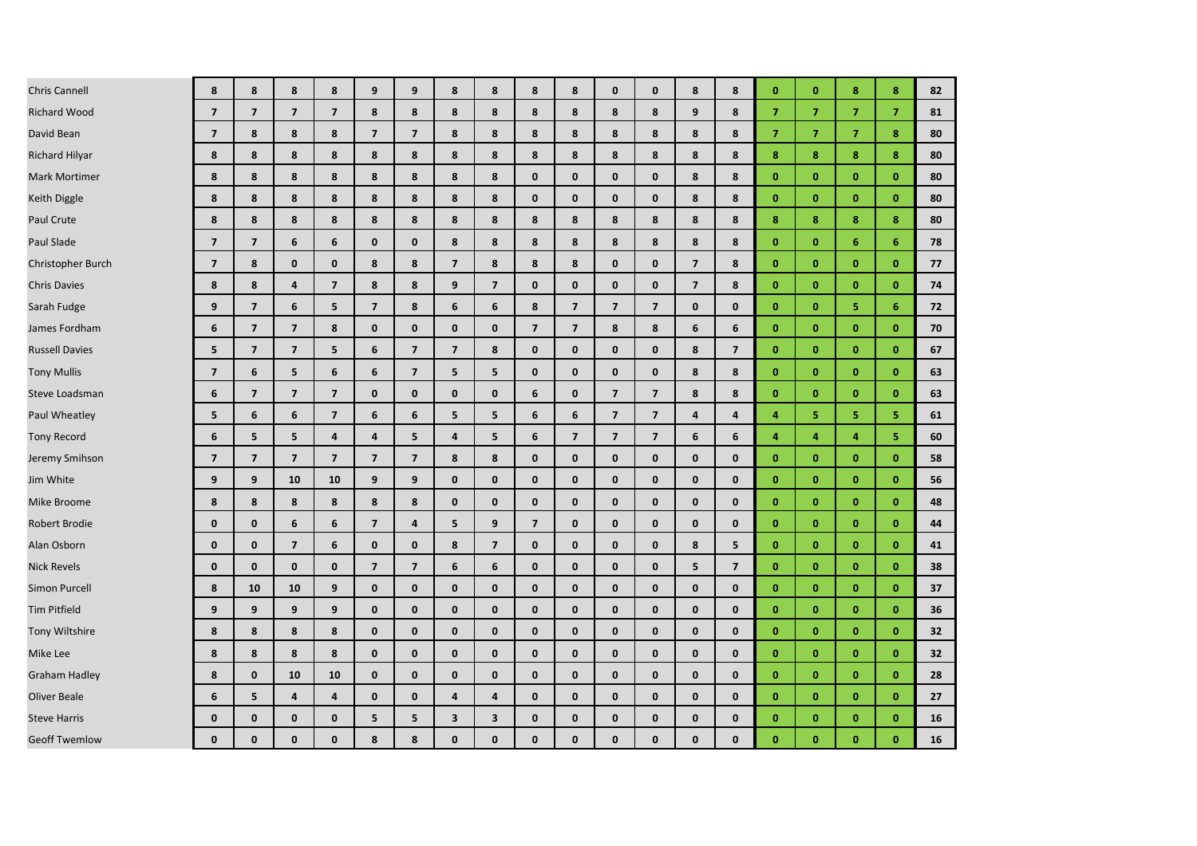| | | | | | | | | | | | | | | | | | | | |
|---|---|---|---|---|---|---|---|---|---|---|---|---|---|---|---|---|---|---|---|
| Chris Cannell | 8 | 8 | 8 | 8 | 9 | 9 | 8 | 8 | 8 | 8 | 0 | 0 | 8 | 8 | 0 | 0 | 8 | 8 | 82 |
| Richard Wood | 7 | 7 | 7 | 7 | 8 | 8 | 8 | 8 | 8 | 8 | 8 | 8 | 9 | 8 | 7 | 7 | 7 | 7 | 81 |
| David Bean | 7 | 8 | 8 | 8 | 7 | 7 | 8 | 8 | 8 | 8 | 8 | 8 | 8 | 8 | 7 | 7 | 7 | 8 | 80 |
| Richard Hilyar | 8 | 8 | 8 | 8 | 8 | 8 | 8 | 8 | 8 | 8 | 8 | 8 | 8 | 8 | 8 | 8 | 8 | 8 | 80 |
| Mark Mortimer | 8 | 8 | 8 | 8 | 8 | 8 | 8 | 8 | 0 | 0 | 0 | 0 | 8 | 8 | 0 | 0 | 0 | 0 | 80 |
| Keith Diggle | 8 | 8 | 8 | 8 | 8 | 8 | 8 | 8 | 0 | 0 | 0 | 0 | 8 | 8 | 0 | 0 | 0 | 0 | 80 |
| Paul Crute | 8 | 8 | 8 | 8 | 8 | 8 | 8 | 8 | 8 | 8 | 8 | 8 | 8 | 8 | 8 | 8 | 8 | 8 | 80 |
| Paul Slade | 7 | 7 | 6 | 6 | 0 | 0 | 8 | 8 | 8 | 8 | 8 | 8 | 8 | 8 | 0 | 0 | 6 | 6 | 78 |
| Christopher Burch | 7 | 8 | 0 | 0 | 8 | 8 | 7 | 8 | 8 | 8 | 0 | 0 | 7 | 8 | 0 | 0 | 0 | 0 | 77 |
| Chris Davies | 8 | 8 | 4 | 7 | 8 | 8 | 9 | 7 | 0 | 0 | 0 | 0 | 7 | 8 | 0 | 0 | 0 | 0 | 74 |
| Sarah Fudge | 9 | 7 | 6 | 5 | 7 | 8 | 6 | 6 | 8 | 7 | 7 | 7 | 0 | 0 | 0 | 0 | 5 | 6 | 72 |
| James Fordham | 6 | 7 | 7 | 8 | 0 | 0 | 0 | 0 | 7 | 7 | 8 | 8 | 6 | 6 | 0 | 0 | 0 | 0 | 70 |
| Russell Davies | 5 | 7 | 7 | 5 | 6 | 7 | 7 | 8 | 0 | 0 | 0 | 0 | 8 | 7 | 0 | 0 | 0 | 0 | 67 |
| Tony Mullis | 7 | 6 | 5 | 6 | 6 | 7 | 5 | 5 | 0 | 0 | 0 | 0 | 8 | 8 | 0 | 0 | 0 | 0 | 63 |
| Steve Loadsman | 6 | 7 | 7 | 7 | 0 | 0 | 0 | 0 | 6 | 0 | 7 | 7 | 8 | 8 | 0 | 0 | 0 | 0 | 63 |
| Paul Wheatley | 5 | 6 | 6 | 7 | 6 | 6 | 5 | 5 | 6 | 6 | 7 | 7 | 4 | 4 | 4 | 5 | 5 | 5 | 61 |
| Tony Record | 6 | 5 | 5 | 4 | 4 | 5 | 4 | 5 | 6 | 7 | 7 | 7 | 6 | 6 | 4 | 4 | 4 | 5 | 60 |
| Jeremy Smihson | 7 | 7 | 7 | 7 | 7 | 7 | 8 | 8 | 0 | 0 | 0 | 0 | 0 | 0 | 0 | 0 | 0 | 0 | 58 |
| Jim White | 9 | 9 | 10 | 10 | 9 | 9 | 0 | 0 | 0 | 0 | 0 | 0 | 0 | 0 | 0 | 0 | 0 | 0 | 56 |
| Mike Broome | 8 | 8 | 8 | 8 | 8 | 8 | 0 | 0 | 0 | 0 | 0 | 0 | 0 | 0 | 0 | 0 | 0 | 0 | 48 |
| Robert Brodie | 0 | 0 | 6 | 6 | 7 | 4 | 5 | 9 | 7 | 0 | 0 | 0 | 0 | 0 | 0 | 0 | 0 | 0 | 44 |
| Alan Osborn | 0 | 0 | 7 | 6 | 0 | 0 | 8 | 7 | 0 | 0 | 0 | 0 | 8 | 5 | 0 | 0 | 0 | 0 | 41 |
| Nick Revels | 0 | 0 | 0 | 0 | 7 | 7 | 6 | 6 | 0 | 0 | 0 | 0 | 5 | 7 | 0 | 0 | 0 | 0 | 38 |
| Simon Purcell | 8 | 10 | 10 | 9 | 0 | 0 | 0 | 0 | 0 | 0 | 0 | 0 | 0 | 0 | 0 | 0 | 0 | 0 | 37 |
| Tim Pitfield | 9 | 9 | 9 | 9 | 0 | 0 | 0 | 0 | 0 | 0 | 0 | 0 | 0 | 0 | 0 | 0 | 0 | 0 | 36 |
| Tony Wiltshire | 8 | 8 | 8 | 8 | 0 | 0 | 0 | 0 | 0 | 0 | 0 | 0 | 0 | 0 | 0 | 0 | 0 | 0 | 32 |
| Mike Lee | 8 | 8 | 8 | 8 | 0 | 0 | 0 | 0 | 0 | 0 | 0 | 0 | 0 | 0 | 0 | 0 | 0 | 0 | 32 |
| Graham Hadley | 8 | 0 | 10 | 10 | 0 | 0 | 0 | 0 | 0 | 0 | 0 | 0 | 0 | 0 | 0 | 0 | 0 | 0 | 28 |
| Oliver Beale | 6 | 5 | 4 | 4 | 0 | 0 | 4 | 4 | 0 | 0 | 0 | 0 | 0 | 0 | 0 | 0 | 0 | 0 | 27 |
| Steve Harris | 0 | 0 | 0 | 0 | 5 | 5 | 3 | 3 | 0 | 0 | 0 | 0 | 0 | 0 | 0 | 0 | 0 | 0 | 16 |
| Geoff Twemlow | 0 | 0 | 0 | 0 | 8 | 8 | 0 | 0 | 0 | 0 | 0 | 0 | 0 | 0 | 0 | 0 | 0 | 0 | 16 |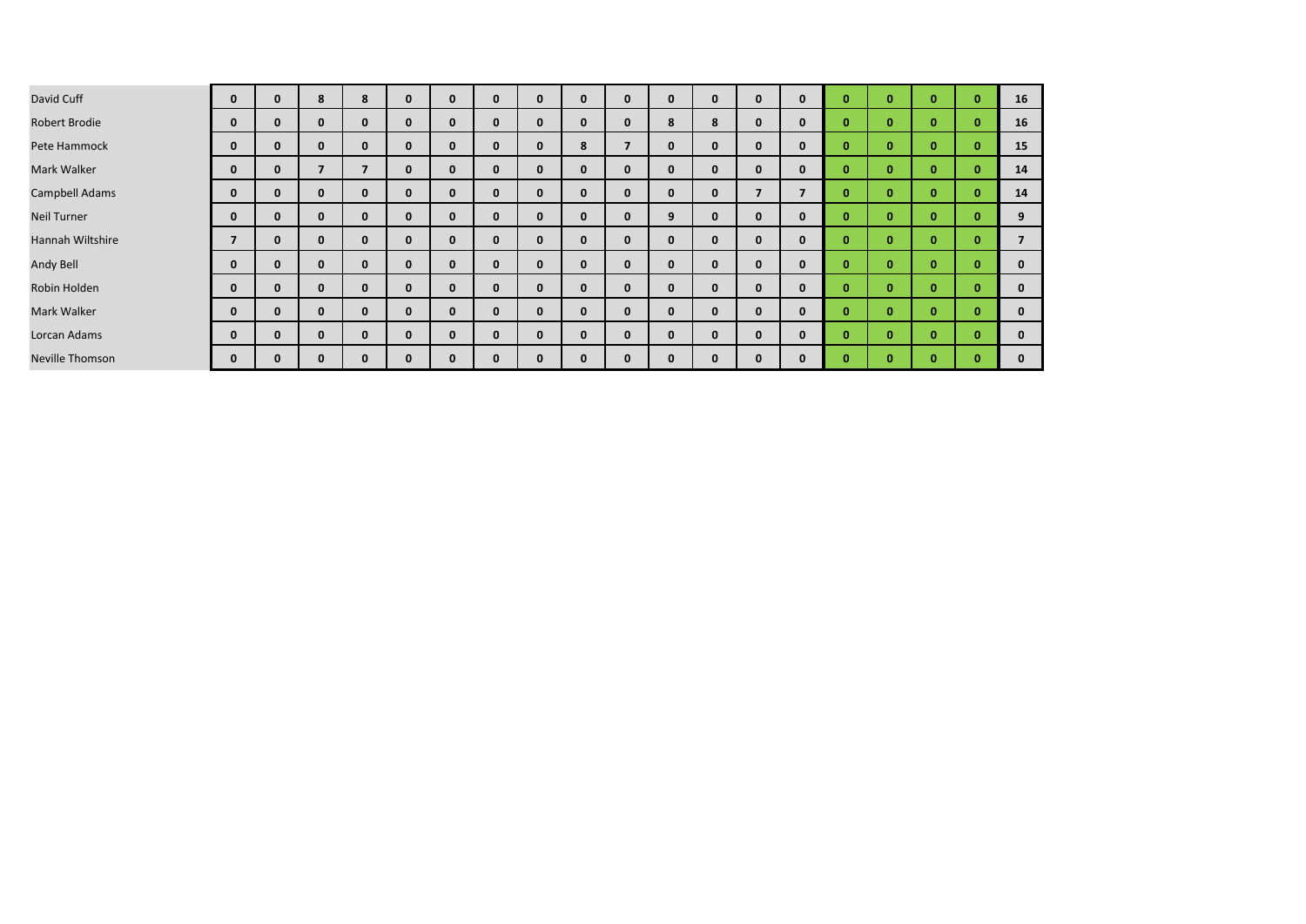| | | | | | | | | | | | | | | | | | | | |
|---|---|---|---|---|---|---|---|---|---|---|---|---|---|---|---|---|---|---|---|
| David Cuff | 0 | 0 | 8 | 8 | 0 | 0 | 0 | 0 | 0 | 0 | 0 | 0 | 0 | 0 | 0 | 0 | 0 | 0 | 16 |
| Robert Brodie | 0 | 0 | 0 | 0 | 0 | 0 | 0 | 0 | 0 | 0 | 8 | 8 | 0 | 0 | 0 | 0 | 0 | 0 | 16 |
| Pete Hammock | 0 | 0 | 0 | 0 | 0 | 0 | 0 | 0 | 8 | 7 | 0 | 0 | 0 | 0 | 0 | 0 | 0 | 0 | 15 |
| Mark Walker | 0 | 0 | 7 | 7 | 0 | 0 | 0 | 0 | 0 | 0 | 0 | 0 | 0 | 0 | 0 | 0 | 0 | 0 | 14 |
| Campbell Adams | 0 | 0 | 0 | 0 | 0 | 0 | 0 | 0 | 0 | 0 | 0 | 0 | 7 | 7 | 0 | 0 | 0 | 0 | 14 |
| Neil Turner | 0 | 0 | 0 | 0 | 0 | 0 | 0 | 0 | 0 | 0 | 9 | 0 | 0 | 0 | 0 | 0 | 0 | 0 | 9 |
| Hannah Wiltshire | 7 | 0 | 0 | 0 | 0 | 0 | 0 | 0 | 0 | 0 | 0 | 0 | 0 | 0 | 0 | 0 | 0 | 0 | 7 |
| Andy Bell | 0 | 0 | 0 | 0 | 0 | 0 | 0 | 0 | 0 | 0 | 0 | 0 | 0 | 0 | 0 | 0 | 0 | 0 | 0 |
| Robin Holden | 0 | 0 | 0 | 0 | 0 | 0 | 0 | 0 | 0 | 0 | 0 | 0 | 0 | 0 | 0 | 0 | 0 | 0 | 0 |
| Mark Walker | 0 | 0 | 0 | 0 | 0 | 0 | 0 | 0 | 0 | 0 | 0 | 0 | 0 | 0 | 0 | 0 | 0 | 0 | 0 |
| Lorcan Adams | 0 | 0 | 0 | 0 | 0 | 0 | 0 | 0 | 0 | 0 | 0 | 0 | 0 | 0 | 0 | 0 | 0 | 0 | 0 |
| Neville Thomson | 0 | 0 | 0 | 0 | 0 | 0 | 0 | 0 | 0 | 0 | 0 | 0 | 0 | 0 | 0 | 0 | 0 | 0 | 0 |